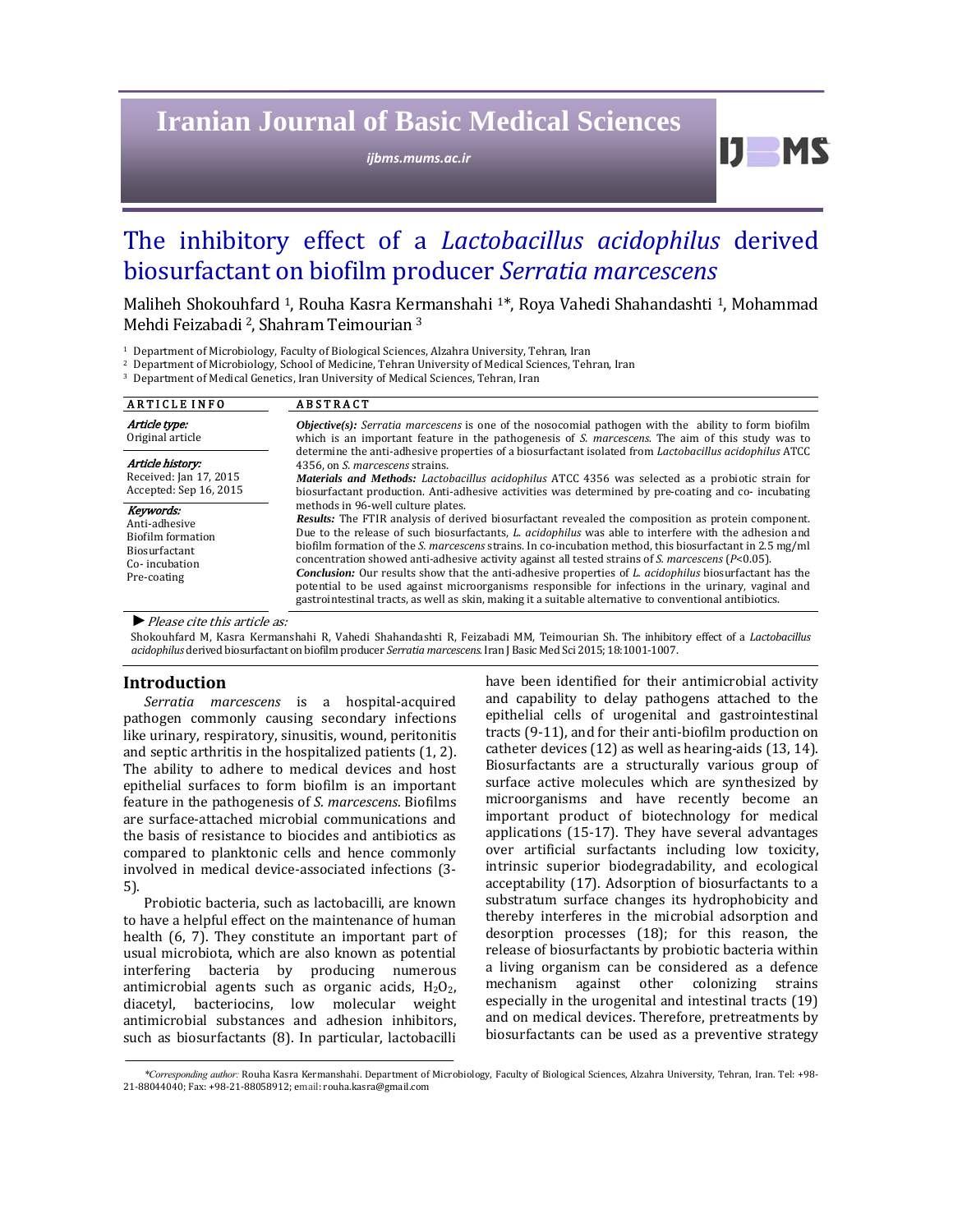# The inhibitory effect of a *Lactobacillus acidophilus* derived biosurfactant on biofilm producer *Serratia marcescens*

Maliheh Shokouhfard [1], Rouha Kasra Kermanshahi [1]*, Roya Vahedi Shahandashti [1], Mohammad Mehdi Feizabadi [2], Shahram Teimourian [3]

[1] Department of Microbiology, Faculty of Biological Sciences, Alzahra University, Tehran, Iran
[2] Department of Microbiology, School of Medicine, Tehran University of Medical Sciences, Tehran, Iran
[3] Department of Medical Genetics, Iran University of Medical Sciences, Tehran, Iran

**ARTICLE INFO**

*Article type:*
Original article

*Article history:*
Received: Jan 17, 2015
Accepted: Sep 16, 2015

*Keywords:*
Anti-adhesive
Biofilm formation
Biosurfactant
Co- incubation
Pre-coating

**ABSTRACT**

***Objective(s):*** *Serratia marcescens* is one of the nosocomial pathogen with the ability to form biofilm which is an important feature in the pathogenesis of *S. marcescens*. The aim of this study was to determine the anti-adhesive properties of a biosurfactant isolated from *Lactobacillus acidophilus* ATCC 4356, on *S. marcescens* strains.

***Materials and Methods:*** *Lactobacillus acidophilus* ATCC 4356 was selected as a probiotic strain for biosurfactant production. Anti-adhesive activities was determined by pre-coating and co- incubating methods in 96-well culture plates.

***Results:*** The FTIR analysis of derived biosurfactant revealed the composition as protein component. Due to the release of such biosurfactants, *L. acidophilus* was able to interfere with the adhesion and biofilm formation of the *S. marcescens* strains. In co-incubation method, this biosurfactant in 2.5 mg/ml concentration showed anti-adhesive activity against all tested strains of *S. marcescens* ($P$<0.05).

***Conclusion:*** Our results show that the anti-adhesive properties of *L. acidophilus* biosurfactant has the potential to be used against microorganisms responsible for infections in the urinary, vaginal and gastrointestinal tracts, as well as skin, making it a suitable alternative to conventional antibiotics.

► *Please cite this article as:*

Shokouhfard M, Kasra Kermanshahi R, Vahedi Shahandashti R, Feizabadi MM, Teimourian Sh. The inhibitory effect of a *Lactobacillus acidophilus* derived biosurfactant on biofilm producer *Serratia marcescens*. Iran J Basic Med Sci 2015; 18:1001-1007.

## Introduction

*Serratia marcescens* is a hospital-acquired pathogen commonly causing secondary infections like urinary, respiratory, sinusitis, wound, peritonitis and septic arthritis in the hospitalized patients (1, 2). The ability to adhere to medical devices and host epithelial surfaces to form biofilm is an important feature in the pathogenesis of *S. marcescens*. Biofilms are surface-attached microbial communications and the basis of resistance to biocides and antibiotics as compared to planktonic cells and hence commonly involved in medical device-associated infections (3-5).

Probiotic bacteria, such as lactobacilli, are known to have a helpful effect on the maintenance of human health (6, 7). They constitute an important part of usual microbiota, which are also known as potential interfering bacteria by producing numerous antimicrobial agents such as organic acids, $H_2O_2$, diacetyl, bacteriocins, low molecular weight antimicrobial substances and adhesion inhibitors, such as biosurfactants (8). In particular, lactobacilli have been identified for their antimicrobial activity and capability to delay pathogens attached to the epithelial cells of urogenital and gastrointestinal tracts (9-11), and for their anti-biofilm production on catheter devices (12) as well as hearing-aids (13, 14). Biosurfactants are a structurally various group of surface active molecules which are synthesized by microorganisms and have recently become an important product of biotechnology for medical applications (15-17). They have several advantages over artificial surfactants including low toxicity, intrinsic superior biodegradability, and ecological acceptability (17). Adsorption of biosurfactants to a substratum surface changes its hydrophobicity and thereby interferes in the microbial adsorption and desorption processes (18); for this reason, the release of biosurfactants by probiotic bacteria within a living organism can be considered as a defence mechanism against other colonizing strains especially in the urogenital and intestinal tracts (19) and on medical devices. Therefore, pretreatments by biosurfactants can be used as a preventive strategy

*\*Corresponding author:* Rouha Kasra Kermanshahi. Department of Microbiology, Faculty of Biological Sciences, Alzahra University, Tehran, Iran. Tel: +98-21-88044040; Fax: +98-21-88058912; email: rouha.kasra@gmail.com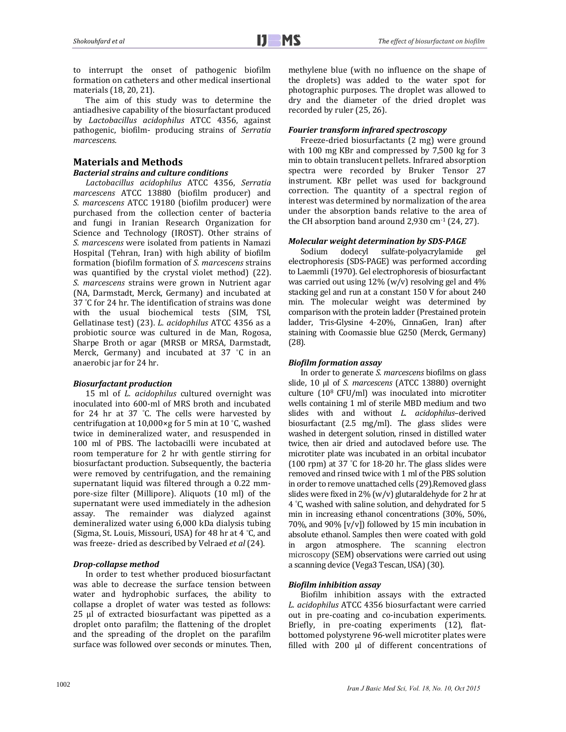to interrupt the onset of pathogenic biofilm formation on catheters and other medical insertional materials (18, 20, 21).

The aim of this study was to determine the antiadhesive capability of the biosurfactant produced by *Lactobacillus acidophilus* ATCC 4356, against pathogenic, biofilm- producing strains of *Serratia marcescens.*

## Materials and Methods

### *Bacterial strains and culture conditions*

*Lactobacillus acidophilus* ATCC 4356, *Serratia marcescens* ATCC 13880 (biofilm producer) and *S. marcescens* ATCC 19180 (biofilm producer) were purchased from the collection center of bacteria and fungi in Iranian Research Organization for Science and Technology (IROST). Other strains of *S. marcescens* were isolated from patients in Namazi Hospital (Tehran, Iran) with high ability of biofilm formation (biofilm formation of *S. marcescens* strains was quantified by the crystal violet method) (22). *S. marcescens* strains were grown in Nutrient agar (NA, Darmstadt, Merck, Germany) and incubated at 37 °C for 24 hr. The identification of strains was done with the usual biochemical tests (SIM, TSI, Gellatinase test) (23). *L. acidophilus* ATCC 4356 as a probiotic source was cultured in de Man, Rogosa, Sharpe Broth or agar (MRSB or MRSA, Darmstadt, Merck, Germany) and incubated at 37 °C in an anaerobic jar for 24 hr.

### *Biosurfactant production*

15 ml of *L. acidophilus* cultured overnight was inoculated into 600-ml of MRS broth and incubated for 24 hr at 37 °C. The cells were harvested by centrifugation at 10,000×g for 5 min at 10 °C, washed twice in demineralized water, and resuspended in 100 ml of PBS. The lactobacilli were incubated at room temperature for 2 hr with gentle stirring for biosurfactant production. Subsequently, the bacteria were removed by centrifugation, and the remaining supernatant liquid was filtered through a 0.22 mm-pore-size filter (Millipore). Aliquots (10 ml) of the supernatant were used immediately in the adhesion assay. The remainder was dialyzed against demineralized water using 6,000 kDa dialysis tubing (Sigma, St. Louis, Missouri, USA) for 48 hr at 4 °C, and was freeze- dried as described by Velraed *et al* (24).

### *Drop-collapse method*

In order to test whether produced biosurfactant was able to decrease the surface tension between water and hydrophobic surfaces, the ability to collapse a droplet of water was tested as follows: 25 µl of extracted biosurfactant was pipetted as a droplet onto parafilm; the flattening of the droplet and the spreading of the droplet on the parafilm surface was followed over seconds or minutes. Then, methylene blue (with no influence on the shape of the droplets) was added to the water spot for photographic purposes. The droplet was allowed to dry and the diameter of the dried droplet was recorded by ruler (25, 26).

### *Fourier transform infrared spectroscopy*

Freeze-dried biosurfactants (2 mg) were ground with 100 mg KBr and compressed by 7,500 kg for 3 min to obtain translucent pellets. Infrared absorption spectra were recorded by Bruker Tensor 27 instrument. KBr pellet was used for background correction. The quantity of a spectral region of interest was determined by normalization of the area under the absorption bands relative to the area of the CH absorption band around 2,930 $cm^{-1}$ (24, 27).

### *Molecular weight determination by SDS-PAGE*

Sodium dodecyl sulfate-polyacrylamide gel electrophoresis (SDS-PAGE) was performed according to Laemmli (1970). Gel electrophoresis of biosurfactant was carried out using 12% (w/v) resolving gel and 4% stacking gel and run at a constant 150 V for about 240 min. The molecular weight was determined by comparison with the protein ladder (Prestained protein ladder, Tris-Glysine 4-20%, CinnaGen, Iran) after staining with Coomassie blue G250 (Merck, Germany) (28).

### *Biofilm formation assay*

In order to generate *S. marcescens* biofilms on glass slide, 10 µl of *S. marcescens* (ATCC 13880) overnight culture ($10^8$ CFU/ml) was inoculated into microtiter wells containing 1 ml of sterile MBD medium and two slides with and without *L. acidophilus*–derived biosurfactant (2.5 mg/ml). The glass slides were washed in detergent solution, rinsed in distilled water twice, then air dried and autoclaved before use. The microtiter plate was incubated in an orbital incubator (100 rpm) at 37 °C for 18-20 hr. The glass slides were removed and rinsed twice with 1 ml of the PBS solution in order to remove unattached cells (29).Removed glass slides were fixed in 2% (w/v) glutaraldehyde for 2 hr at 4 °C, washed with saline solution, and dehydrated for 5 min in increasing ethanol concentrations (30%, 50%, 70%, and 90% [v/v]) followed by 15 min incubation in absolute ethanol. Samples then were coated with gold in argon atmosphere. The scanning electron microscopy (SEM) observations were carried out using a scanning device (Vega3 Tescan, USA) (30).

### *Biofilm inhibition assay*

Biofilm inhibition assays with the extracted *L. acidophilus* ATCC 4356 biosurfactant were carried out in pre-coating and co-incubation experiments. Briefly, in pre-coating experiments (12), flat-bottomed polystyrene 96-well microtiter plates were filled with 200 µl of different concentrations of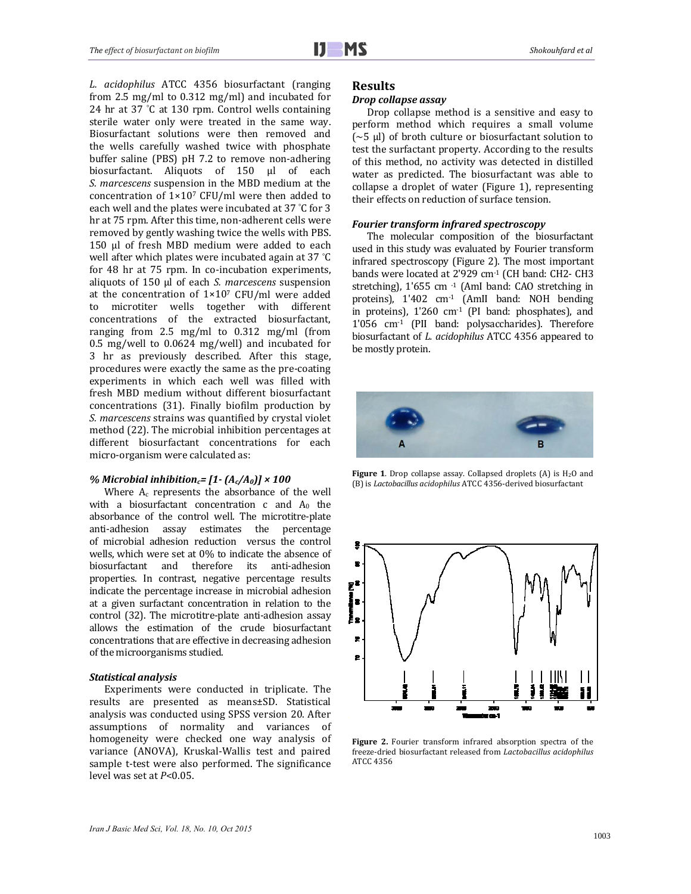*L. acidophilus* ATCC 4356 biosurfactant (ranging from 2.5 mg/ml to 0.312 mg/ml) and incubated for 24 hr at 37 ˚C at 130 rpm. Control wells containing sterile water only were treated in the same way. Biosurfactant solutions were then removed and the wells carefully washed twice with phosphate buffer saline (PBS) pH 7.2 to remove non-adhering biosurfactant. Aliquots of 150 µl of each *S. marcescens* suspension in the MBD medium at the concentration of $1\times10^7$ CFU/ml were then added to each well and the plates were incubated at 37 ˚C for 3 hr at 75 rpm. After this time, non-adherent cells were removed by gently washing twice the wells with PBS. 150 µl of fresh MBD medium were added to each well after which plates were incubated again at 37 ˚C for 48 hr at 75 rpm. In co-incubation experiments, aliquots of 150 µl of each *S. marcescens* suspension at the concentration of $1\times10^7$ CFU/ml were added to microtiter wells together with different concentrations of the extracted biosurfactant, ranging from 2.5 mg/ml to 0.312 mg/ml (from 0.5 mg/well to 0.0624 mg/well) and incubated for 3 hr as previously described. After this stage, procedures were exactly the same as the pre-coating experiments in which each well was filled with fresh MBD medium without different biosurfactant concentrations (31). Finally biofilm production by *S. marcescens* strains was quantified by crystal violet method (22). The microbial inhibition percentages at different biosurfactant concentrations for each micro-organism were calculated as:

$$\% \text{ Microbial inhibition}_c = [1 - (A_c/A_0)] \times 100$$

Where $A_c$ represents the absorbance of the well with a biosurfactant concentration c and $A_0$ the absorbance of the control well. The microtitre-plate anti-adhesion assay estimates the percentage of microbial adhesion reduction versus the control wells, which were set at 0% to indicate the absence of biosurfactant and therefore its anti-adhesion properties. In contrast, negative percentage results indicate the percentage increase in microbial adhesion at a given surfactant concentration in relation to the control (32). The microtitre-plate anti-adhesion assay allows the estimation of the crude biosurfactant concentrations that are effective in decreasing adhesion of the microorganisms studied.

### *Statistical analysis*

Experiments were conducted in triplicate. The results are presented as means±SD. Statistical analysis was conducted using SPSS version 20. After assumptions of normality and variances of homogeneity were checked one way analysis of variance (ANOVA), Kruskal-Wallis test and paired sample t-test were also performed. The significance level was set at $P<0.05$.

## Results

### *Drop collapse assay*

Drop collapse method is a sensitive and easy to perform method which requires a small volume (~5 µl) of broth culture or biosurfactant solution to test the surfactant property. According to the results of this method, no activity was detected in distilled water as predicted. The biosurfactant was able to collapse a droplet of water (Figure 1), representing their effects on reduction of surface tension.

### *Fourier transform infrared spectroscopy*

The molecular composition of the biosurfactant used in this study was evaluated by Fourier transform infrared spectroscopy (Figure 2). The most important bands were located at 2'929 $cm^{-1}$ (CH band: CH2- CH3 stretching), 1'655 $cm^{-1}$ (AmI band: CAO stretching in proteins), 1'402 $cm^{-1}$ (AmII band: NOH bending in proteins), 1'260 $cm^{-1}$ (PI band: phosphates), and 1'056 $cm^{-1}$ (PII band: polysaccharides). Therefore biosurfactant of *L. acidophilus* ATCC 4356 appeared to be mostly protein.

**Figure 1**. Drop collapse assay. Collapsed droplets (A) is $H_2O$ and (B) is *Lactobacillus acidophilus* ATCC 4356-derived biosurfactant

**Figure 2.** Fourier transform infrared absorption spectra of the freeze-dried biosurfactant released from *Lactobacillus acidophilus* ATCC 4356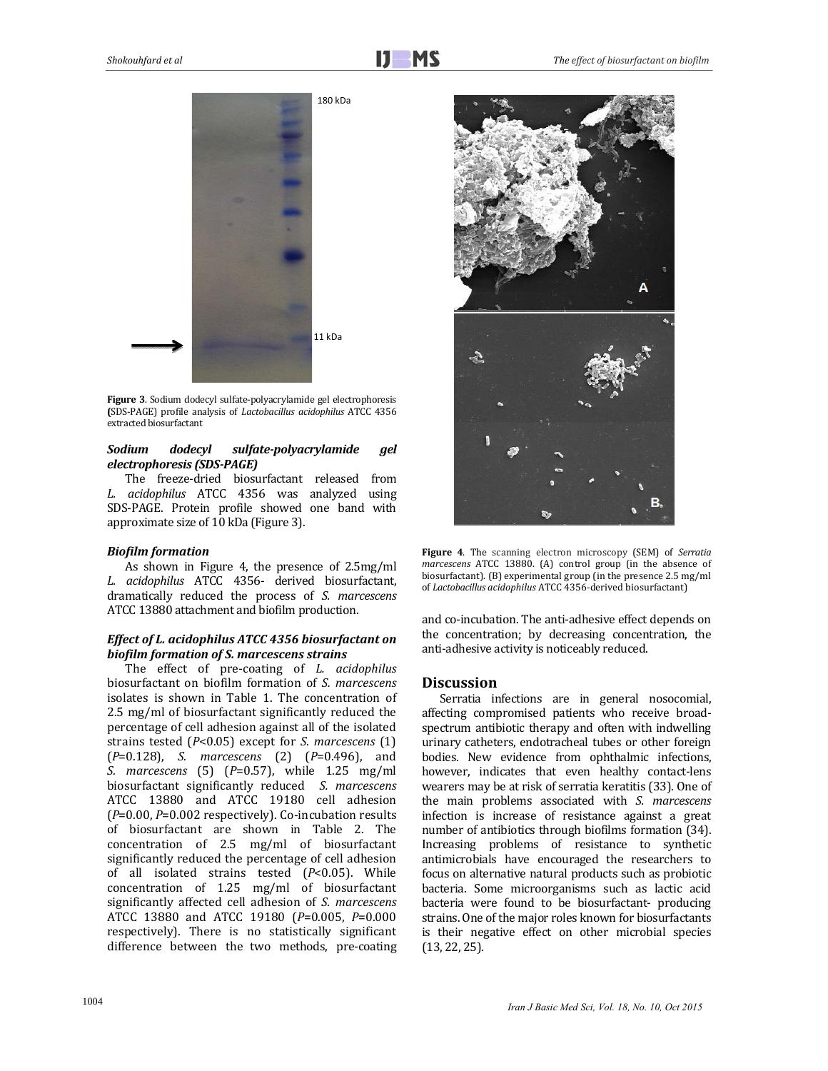Figure 3. Sodium dodecyl sulfate-polyacrylamide gel electrophoresis (SDS-PAGE) profile analysis of *Lactobacillus acidophilus* ATCC 4356 extracted biosurfactant

### *Sodium dodecyl sulfate-polyacrylamide gel electrophoresis (SDS-PAGE)*

The freeze-dried biosurfactant released from *L. acidophilus* ATCC 4356 was analyzed using SDS-PAGE. Protein profile showed one band with approximate size of 10 kDa (Figure 3).

### *Biofilm formation*

As shown in Figure 4, the presence of 2.5mg/ml *L. acidophilus* ATCC 4356- derived biosurfactant, dramatically reduced the process of *S. marcescens* ATCC 13880 attachment and biofilm production.

### *Effect of L. acidophilus ATCC 4356 biosurfactant on biofilm formation of S. marcescens strains*

The effect of pre-coating of *L. acidophilus* biosurfactant on biofilm formation of *S. marcescens* isolates is shown in Table 1. The concentration of 2.5 mg/ml of biosurfactant significantly reduced the percentage of cell adhesion against all of the isolated strains tested ($P<0.05$) except for *S. marcescens* (1) ($P=0.128$), *S. marcescens* (2) ($P=0.496$), and *S. marcescens* (5) ($P=0.57$), while 1.25 mg/ml biosurfactant significantly reduced *S. marcescens* ATCC 13880 and ATCC 19180 cell adhesion ($P=0.00$, $P=0.002$ respectively). Co-incubation results of biosurfactant are shown in Table 2. The concentration of 2.5 mg/ml of biosurfactant significantly reduced the percentage of cell adhesion of all isolated strains tested ($P<0.05$). While concentration of 1.25 mg/ml of biosurfactant significantly affected cell adhesion of *S. marcescens* ATCC 13880 and ATCC 19180 ($P=0.005$, $P=0.000$ respectively). There is no statistically significant difference between the two methods, pre-coating and co-incubation. The anti-adhesive effect depends on the concentration; by decreasing concentration, the anti-adhesive activity is noticeably reduced.

Figure 4. The scanning electron microscopy (SEM) of *Serratia marcescens* ATCC 13880. (A) control group (in the absence of biosurfactant). (B) experimental group (in the presence 2.5 mg/ml of *Lactobacillus acidophilus* ATCC 4356-derived biosurfactant)

## Discussion

Serratia infections are in general nosocomial, affecting compromised patients who receive broad-spectrum antibiotic therapy and often with indwelling urinary catheters, endotracheal tubes or other foreign bodies. New evidence from ophthalmic infections, however, indicates that even healthy contact-lens wearers may be at risk of serratia keratitis (33). One of the main problems associated with *S. marcescens* infection is increase of resistance against a great number of antibiotics through biofilms formation (34). Increasing problems of resistance to synthetic antimicrobials have encouraged the researchers to focus on alternative natural products such as probiotic bacteria. Some microorganisms such as lactic acid bacteria were found to be biosurfactant- producing strains. One of the major roles known for biosurfactants is their negative effect on other microbial species (13, 22, 25).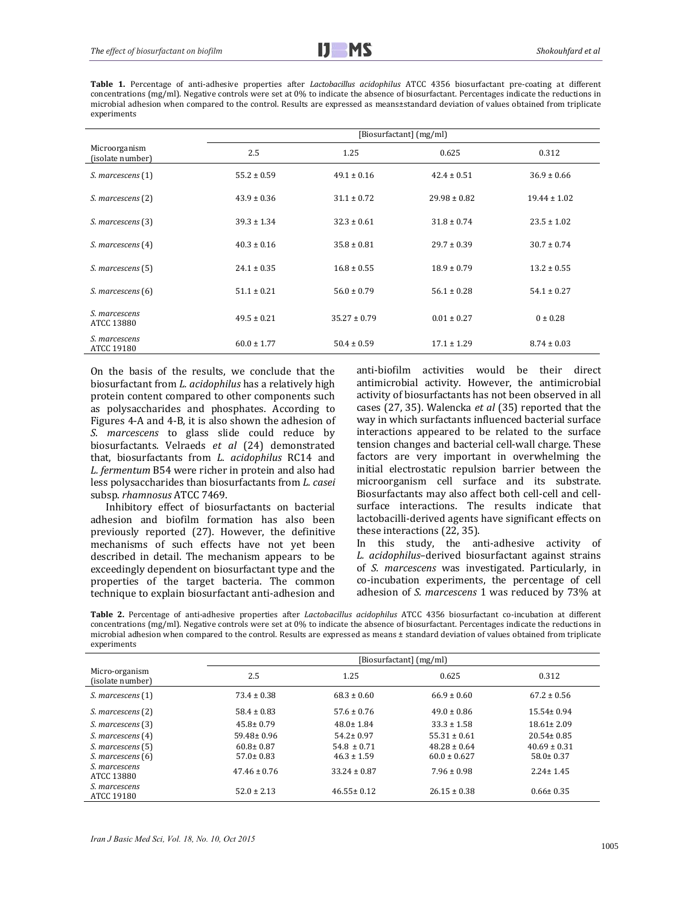**Table 1.** Percentage of anti-adhesive properties after *Lactobacillus acidophilus* ATCC 4356 biosurfactant pre-coating at different concentrations (mg/ml). Negative controls were set at 0% to indicate the absence of biosurfactant. Percentages indicate the reductions in microbial adhesion when compared to the control. Results are expressed as means±standard deviation of values obtained from triplicate experiments

| Microorganism (isolate number) | [Biosurfactant] (mg/ml) | | | |
|---|---|---|---|---|
| | 2.5 | 1.25 | 0.625 | 0.312 |
| *S. marcescens* (1) | 55.2 ± 0.59 | 49.1 ± 0.16 | 42.4 ± 0.51 | 36.9 ± 0.66 |
| *S. marcescens* (2) | 43.9 ± 0.36 | 31.1 ± 0.72 | 29.98 ± 0.82 | 19.44 ± 1.02 |
| *S. marcescens* (3) | 39.3 ± 1.34 | 32.3 ± 0.61 | 31.8 ± 0.74 | 23.5 ± 1.02 |
| *S. marcescens* (4) | 40.3 ± 0.16 | 35.8 ± 0.81 | 29.7 ± 0.39 | 30.7 ± 0.74 |
| *S. marcescens* (5) | 24.1 ± 0.35 | 16.8 ± 0.55 | 18.9 ± 0.79 | 13.2 ± 0.55 |
| *S. marcescens* (6) | 51.1 ± 0.21 | 56.0 ± 0.79 | 56.1 ± 0.28 | 54.1 ± 0.27 |
| *S. marcescens* ATCC 13880 | 49.5 ± 0.21 | 35.27 ± 0.79 | 0.01 ± 0.27 | 0 ± 0.28 |
| *S. marcescens* ATCC 19180 | 60.0 ± 1.77 | 50.4 ± 0.59 | 17.1 ± 1.29 | 8.74 ± 0.03 |

On the basis of the results, we conclude that the biosurfactant from *L. acidophilus* has a relatively high protein content compared to other components such as polysaccharides and phosphates. According to Figures 4-A and 4-B, it is also shown the adhesion of *S. marcescens* to glass slide could reduce by biosurfactants. Velraeds *et al* (24) demonstrated that, biosurfactants from *L. acidophilus* RC14 and *L. fermentum* B54 were richer in protein and also had less polysaccharides than biosurfactants from *L. casei* subsp. *rhamnosus* ATCC 7469.

Inhibitory effect of biosurfactants on bacterial adhesion and biofilm formation has also been previously reported (27). However, the definitive mechanisms of such effects have not yet been described in detail. The mechanism appears to be exceedingly dependent on biosurfactant type and the properties of the target bacteria. The common technique to explain biosurfactant anti-adhesion and anti-biofilm activities would be their direct antimicrobial activity. However, the antimicrobial activity of biosurfactants has not been observed in all cases (27, 35). Walencka *et al* (35) reported that the way in which surfactants influenced bacterial surface interactions appeared to be related to the surface tension changes and bacterial cell-wall charge. These factors are very important in overwhelming the initial electrostatic repulsion barrier between the microorganism cell surface and its substrate. Biosurfactants may also affect both cell-cell and cell-surface interactions. The results indicate that lactobacilli-derived agents have significant effects on these interactions (22, 35).

In this study, the anti-adhesive activity of *L. acidophilus*–derived biosurfactant against strains of *S. marcescens* was investigated. Particularly, in co-incubation experiments, the percentage of cell adhesion of *S. marcescens* 1 was reduced by 73% at

**Table 2.** Percentage of anti-adhesive properties after *Lactobacillus acidophilus* ATCC 4356 biosurfactant co-incubation at different concentrations (mg/ml). Negative controls were set at 0% to indicate the absence of biosurfactant. Percentages indicate the reductions in microbial adhesion when compared to the control. Results are expressed as means ± standard deviation of values obtained from triplicate experiments

| Micro-organism (isolate number) | [Biosurfactant] (mg/ml) | | | |
|---|---|---|---|---|
| | 2.5 | 1.25 | 0.625 | 0.312 |
| *S. marcescens* (1) | 73.4 ± 0.38 | 68.3 ± 0.60 | 66.9 ± 0.60 | 67.2 ± 0.56 |
| *S. marcescens* (2) | 58.4 ± 0.83 | 57.6 ± 0.76 | 49.0 ± 0.86 | 15.54± 0.94 |
| *S. marcescens* (3) | 45.8± 0.79 | 48.0± 1.84 | 33.3 ± 1.58 | 18.61± 2.09 |
| *S. marcescens* (4) | 59.48± 0.96 | 54.2± 0.97 | 55.31 ± 0.61 | 20.54± 0.85 |
| *S. marcescens* (5) | 60.8± 0.87 | 54.8 ± 0.71 | 48.28 ± 0.64 | 40.69 ± 0.31 |
| *S. marcescens* (6) | 57.0± 0.83 | 46.3 ± 1.59 | 60.0 ± 0.627 | 58.0± 0.37 |
| *S. marcescens* ATCC 13880 | 47.46 ± 0.76 | 33.24 ± 0.87 | 7.96 ± 0.98 | 2.24± 1.45 |
| *S. marcescens* ATCC 19180 | 52.0 ± 2.13 | 46.55± 0.12 | 26.15 ± 0.38 | 0.66± 0.35 |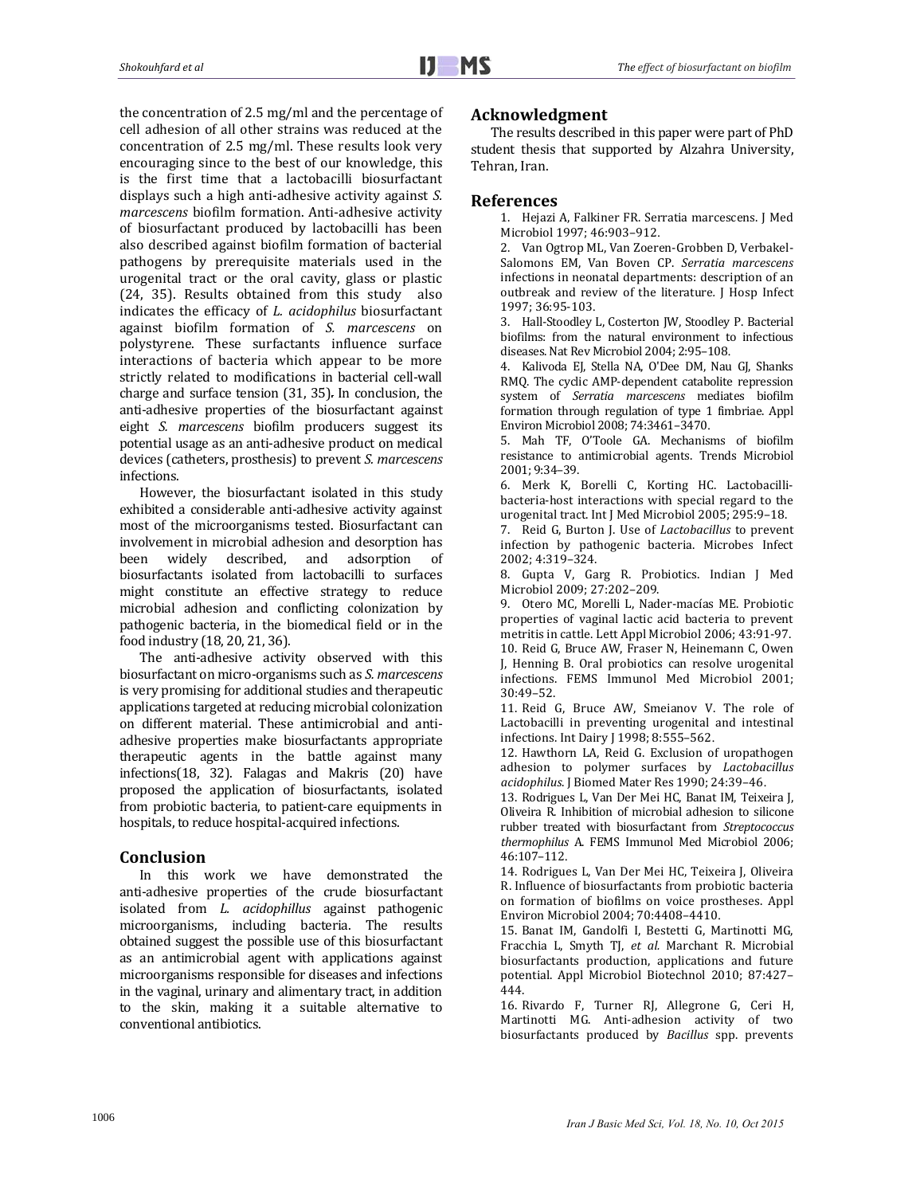the concentration of 2.5 mg/ml and the percentage of cell adhesion of all other strains was reduced at the concentration of 2.5 mg/ml. These results look very encouraging since to the best of our knowledge, this is the first time that a lactobacilli biosurfactant displays such a high anti-adhesive activity against *S. marcescens* biofilm formation. Anti-adhesive activity of biosurfactant produced by lactobacilli has been also described against biofilm formation of bacterial pathogens by prerequisite materials used in the urogenital tract or the oral cavity, glass or plastic (24, 35). Results obtained from this study also indicates the efficacy of *L. acidophilus* biosurfactant against biofilm formation of *S. marcescens* on polystyrene. These surfactants influence surface interactions of bacteria which appear to be more strictly related to modifications in bacterial cell-wall charge and surface tension (31, 35)**.** In conclusion, the anti-adhesive properties of the biosurfactant against eight *S. marcescens* biofilm producers suggest its potential usage as an anti-adhesive product on medical devices (catheters, prosthesis) to prevent *S. marcescens* infections.

However, the biosurfactant isolated in this study exhibited a considerable anti-adhesive activity against most of the microorganisms tested. Biosurfactant can involvement in microbial adhesion and desorption has been widely described, and adsorption of biosurfactants isolated from lactobacilli to surfaces might constitute an effective strategy to reduce microbial adhesion and conflicting colonization by pathogenic bacteria, in the biomedical field or in the food industry (18, 20, 21, 36).

The anti-adhesive activity observed with this biosurfactant on micro-organisms such as *S. marcescens* is very promising for additional studies and therapeutic applications targeted at reducing microbial colonization on different material. These antimicrobial and anti-adhesive properties make biosurfactants appropriate therapeutic agents in the battle against many infections(18, 32). Falagas and Makris (20) have proposed the application of biosurfactants, isolated from probiotic bacteria, to patient-care equipments in hospitals, to reduce hospital-acquired infections.

## Conclusion

In this work we have demonstrated the anti-adhesive properties of the crude biosurfactant isolated from *L. acidophillus* against pathogenic microorganisms, including bacteria. The results obtained suggest the possible use of this biosurfactant as an antimicrobial agent with applications against microorganisms responsible for diseases and infections in the vaginal, urinary and alimentary tract, in addition to the skin, making it a suitable alternative to conventional antibiotics.

## Acknowledgment

The results described in this paper were part of PhD student thesis that supported by Alzahra University, Tehran, Iran.

## References

1. Hejazi A, Falkiner FR. Serratia marcescens. J Med Microbiol 1997; 46:903–912.
2. Van Ogtrop ML, Van Zoeren-Grobben D, Verbakel-Salomons EM, Van Boven CP. *Serratia marcescens* infections in neonatal departments: description of an outbreak and review of the literature. J Hosp Infect 1997; 36:95-103.
3. Hall-Stoodley L, Costerton JW, Stoodley P. Bacterial biofilms: from the natural environment to infectious diseases. Nat Rev Microbiol 2004; 2:95–108.
4. Kalivoda EJ, Stella NA, O'Dee DM, Nau GJ, Shanks RMQ. The cyclic AMP-dependent catabolite repression system of *Serratia marcescens* mediates biofilm formation through regulation of type 1 fimbriae. Appl Environ Microbiol 2008; 74:3461–3470.
5. Mah TF, O'Toole GA. Mechanisms of biofilm resistance to antimicrobial agents. Trends Microbiol 2001; 9:34–39.
6. Merk K, Borelli C, Korting HC. Lactobacilli-bacteria-host interactions with special regard to the urogenital tract. Int J Med Microbiol 2005; 295:9–18.
7. Reid G, Burton J. Use of *Lactobacillus* to prevent infection by pathogenic bacteria. Microbes Infect 2002; 4:319–324.
8. Gupta V, Garg R. Probiotics. Indian J Med Microbiol 2009; 27:202–209.
9. Otero MC, Morelli L, Nader-macías ME. Probiotic properties of vaginal lactic acid bacteria to prevent metritis in cattle. Lett Appl Microbiol 2006; 43:91-97.
10. Reid G, Bruce AW, Fraser N, Heinemann C, Owen J, Henning B. Oral probiotics can resolve urogenital infections. FEMS Immunol Med Microbiol 2001; 30:49–52.
11. Reid G, Bruce AW, Smeianov V. The role of Lactobacilli in preventing urogenital and intestinal infections. Int Dairy J 1998; 8:555–562.
12. Hawthorn LA, Reid G. Exclusion of uropathogen adhesion to polymer surfaces by *Lactobacillus acidophilus*. J Biomed Mater Res 1990; 24:39–46.
13. Rodrigues L, Van Der Mei HC, Banat IM, Teixeira J, Oliveira R. Inhibition of microbial adhesion to silicone rubber treated with biosurfactant from *Streptococcus thermophilus* A. FEMS Immunol Med Microbiol 2006; 46:107–112.
14. Rodrigues L, Van Der Mei HC, Teixeira J, Oliveira R. Influence of biosurfactants from probiotic bacteria on formation of biofilms on voice prostheses. Appl Environ Microbiol 2004; 70:4408–4410.
15. Banat IM, Gandolfi I, Bestetti G, Martinotti MG, Fracchia L, Smyth TJ, *et al.* Marchant R. Microbial biosurfactants production, applications and future potential. Appl Microbiol Biotechnol 2010; 87:427–444.
16. Rivardo F, Turner RJ, Allegrone G, Ceri H, Martinotti MG. Anti-adhesion activity of two biosurfactants produced by *Bacillus* spp. prevents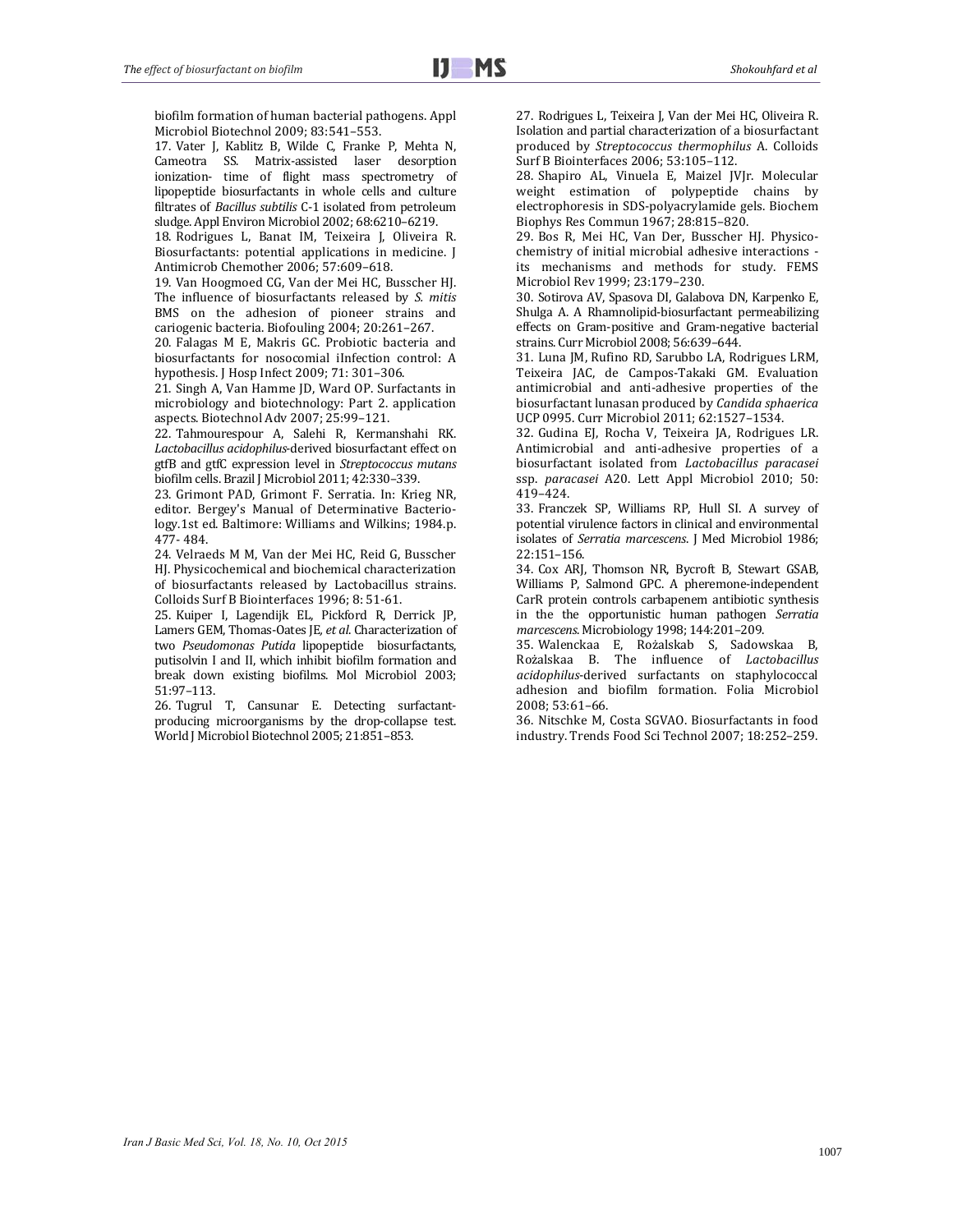biofilm formation of human bacterial pathogens. Appl Microbiol Biotechnol 2009; 83:541–553.

17. Vater J, Kablitz B, Wilde C, Franke P, Mehta N, Cameotra SS. Matrix-assisted laser desorption ionization- time of flight mass spectrometry of lipopeptide biosurfactants in whole cells and culture filtrates of *Bacillus subtilis* C-1 isolated from petroleum sludge. Appl Environ Microbiol 2002; 68:6210–6219.

18. Rodrigues L, Banat IM, Teixeira J, Oliveira R. Biosurfactants: potential applications in medicine. J Antimicrob Chemother 2006; 57:609–618.

19. Van Hoogmoed CG, Van der Mei HC, Busscher HJ. The influence of biosurfactants released by *S. mitis* BMS on the adhesion of pioneer strains and cariogenic bacteria. Biofouling 2004; 20:261–267.

20. Falagas M E, Makris GC. Probiotic bacteria and biosurfactants for nosocomial iInfection control: A hypothesis. J Hosp Infect 2009; 71: 301–306.

21. Singh A, Van Hamme JD, Ward OP. Surfactants in microbiology and biotechnology: Part 2. application aspects. Biotechnol Adv 2007; 25:99–121.

22. Tahmourespour A, Salehi R, Kermanshahi RK. *Lactobacillus acidophilus*-derived biosurfactant effect on gtfB and gtfC expression level in *Streptococcus mutans* biofilm cells. Brazil J Microbiol 2011; 42:330–339.

23. Grimont PAD, Grimont F. Serratia. In: Krieg NR, editor. Bergey's Manual of Determinative Bacteriology.1st ed. Baltimore: Williams and Wilkins; 1984.p. 477- 484.

24. Velraeds M M, Van der Mei HC, Reid G, Busscher HJ. Physicochemical and biochemical characterization of biosurfactants released by Lactobacillus strains. Colloids Surf B Biointerfaces 1996; 8: 51-61.

25. Kuiper I, Lagendijk EL, Pickford R, Derrick JP, Lamers GEM, Thomas-Oates JE, *et al*. Characterization of two *Pseudomonas Putida* lipopeptide biosurfactants, putisolvin I and II, which inhibit biofilm formation and break down existing biofilms. Mol Microbiol 2003; 51:97–113.

26. Tugrul T, Cansunar E. Detecting surfactant-producing microorganisms by the drop-collapse test. World J Microbiol Biotechnol 2005; 21:851–853.

27. Rodrigues L, Teixeira J, Van der Mei HC, Oliveira R. Isolation and partial characterization of a biosurfactant produced by *Streptococcus thermophilus* A. Colloids Surf B Biointerfaces 2006; 53:105–112.

28. Shapiro AL, Vinuela E, Maizel JVJr. Molecular weight estimation of polypeptide chains by electrophoresis in SDS-polyacrylamide gels. Biochem Biophys Res Commun 1967; 28:815–820.

29. Bos R, Mei HC, Van Der, Busscher HJ. Physico-chemistry of initial microbial adhesive interactions - its mechanisms and methods for study. FEMS Microbiol Rev 1999; 23:179–230.

30. Sotirova AV, Spasova DI, Galabova DN, Karpenko E, Shulga A. A Rhamnolipid-biosurfactant permeabilizing effects on Gram-positive and Gram-negative bacterial strains. Curr Microbiol 2008; 56:639–644.

31. Luna JM, Rufino RD, Sarubbo LA, Rodrigues LRM, Teixeira JAC, de Campos-Takaki GM. Evaluation antimicrobial and anti-adhesive properties of the biosurfactant lunasan produced by *Candida sphaerica* UCP 0995. Curr Microbiol 2011; 62:1527–1534.

32. Gudina EJ, Rocha V, Teixeira JA, Rodrigues LR. Antimicrobial and anti-adhesive properties of a biosurfactant isolated from *Lactobacillus paracasei* ssp. *paracasei* A20. Lett Appl Microbiol 2010; 50: 419–424.

33. Franczek SP, Williams RP, Hull SI. A survey of potential virulence factors in clinical and environmental isolates of *Serratia marcescens*. J Med Microbiol 1986; 22:151–156.

34. Cox ARJ, Thomson NR, Bycroft B, Stewart GSAB, Williams P, Salmond GPC. A pheremone-independent CarR protein controls carbapenem antibiotic synthesis in the the opportunistic human pathogen *Serratia marcescens*. Microbiology 1998; 144:201–209.

35. Walenckaa E, Rożalskab S, Sadowskaa B, Rożalskaa B. The influence of *Lactobacillus acidophilus*-derived surfactants on staphylococcal adhesion and biofilm formation. Folia Microbiol 2008; 53:61–66.

36. Nitschke M, Costa SGVAO. Biosurfactants in food industry. Trends Food Sci Technol 2007; 18:252–259.